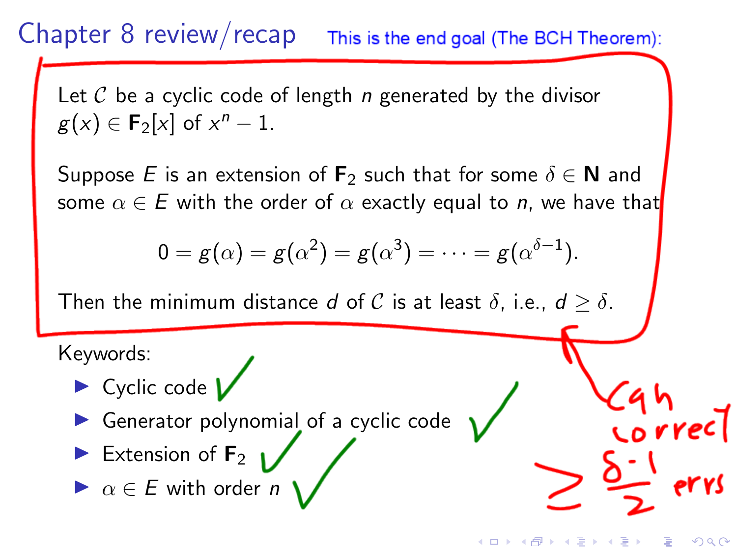# Chapter 8 review/recap

This is the end goal (The BCH Theorem):

Let $\mathcal{C}$ be a cyclic code of length $n$ generated by the divisor $g(x) \in \mathbf{F}_2[x]$ of $x^n - 1$.

Suppose $E$ is an extension of $\mathbf{F}_2$ such that for some $\delta \in \mathbf{N}$ and some $\alpha \in E$ with the order of $\alpha$ exactly equal to $n$, we have that

$$0 = g(\alpha) = g(\alpha^2) = g(\alpha^3) = \cdots = g(\alpha^{\delta-1}).$$

Then the minimum distance $d$ of $\mathcal{C}$ is at least $\delta$, i.e., $d \geq \delta$.

can correct $\geq \frac{\delta-1}{2}$ errs

Keywords:

- Cyclic code ✓
- Generator polynomial of a cyclic code ✓
- Extension of $\mathbf{F}_2$ ✓
- $\alpha \in E$ with order $n$ ✓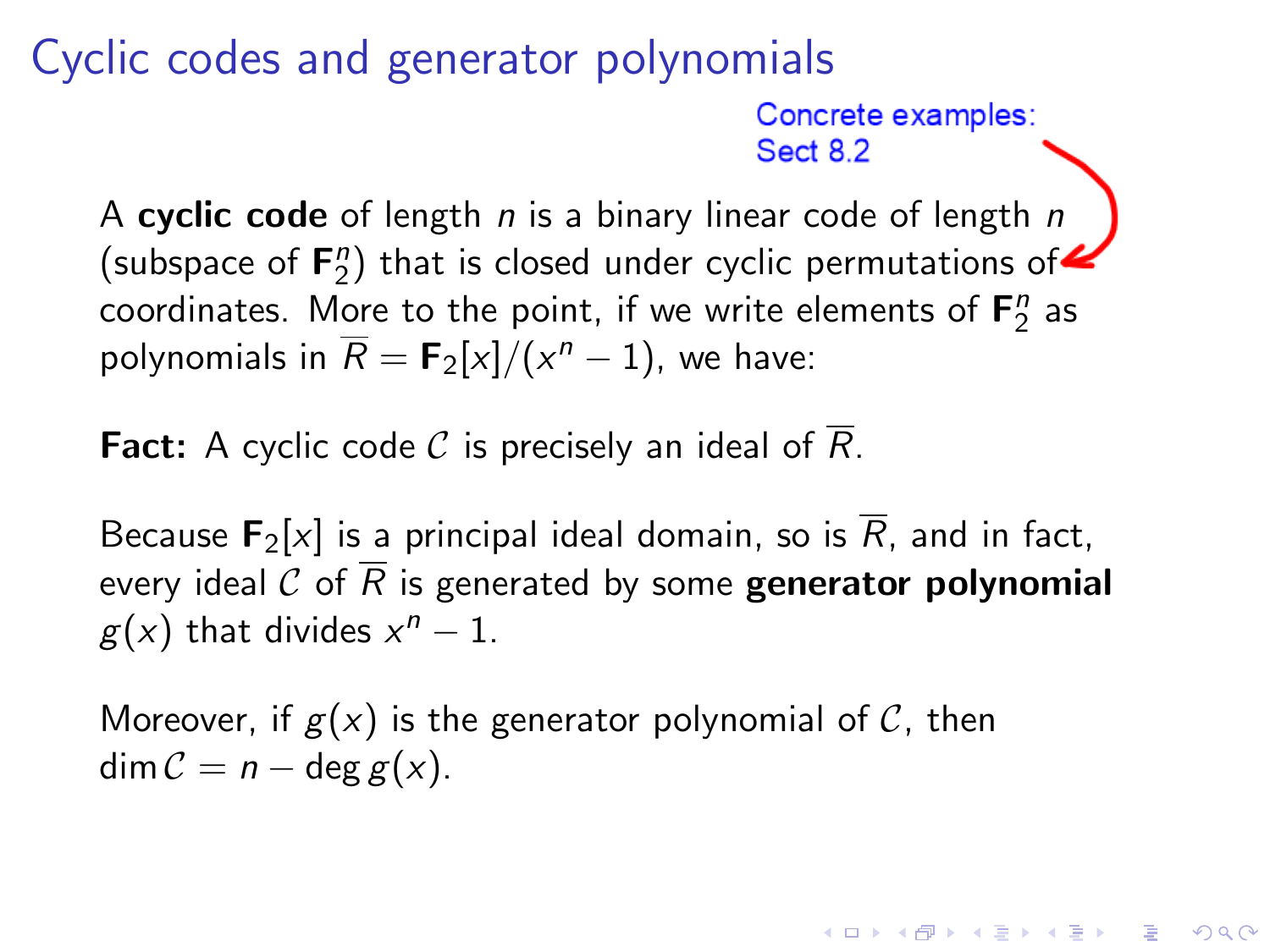# Cyclic codes and generator polynomials

Concrete examples: Sect 8.2

A **cyclic code** of length $n$ is a binary linear code of length $n$ (subspace of $\mathbf{F}_2^n$) that is closed under cyclic permutations of coordinates. More to the point, if we write elements of $\mathbf{F}_2^n$ as polynomials in $\overline{R} = \mathbf{F}_2[x]/(x^n - 1)$, we have:

**Fact:** A cyclic code $\mathcal{C}$ is precisely an ideal of $\overline{R}$.

Because $\mathbf{F}_2[x]$ is a principal ideal domain, so is $\overline{R}$, and in fact, every ideal $\mathcal{C}$ of $\overline{R}$ is generated by some **generator polynomial** $g(x)$ that divides $x^n - 1$.

Moreover, if $g(x)$ is the generator polynomial of $\mathcal{C}$, then $\dim \mathcal{C} = n - \deg g(x)$.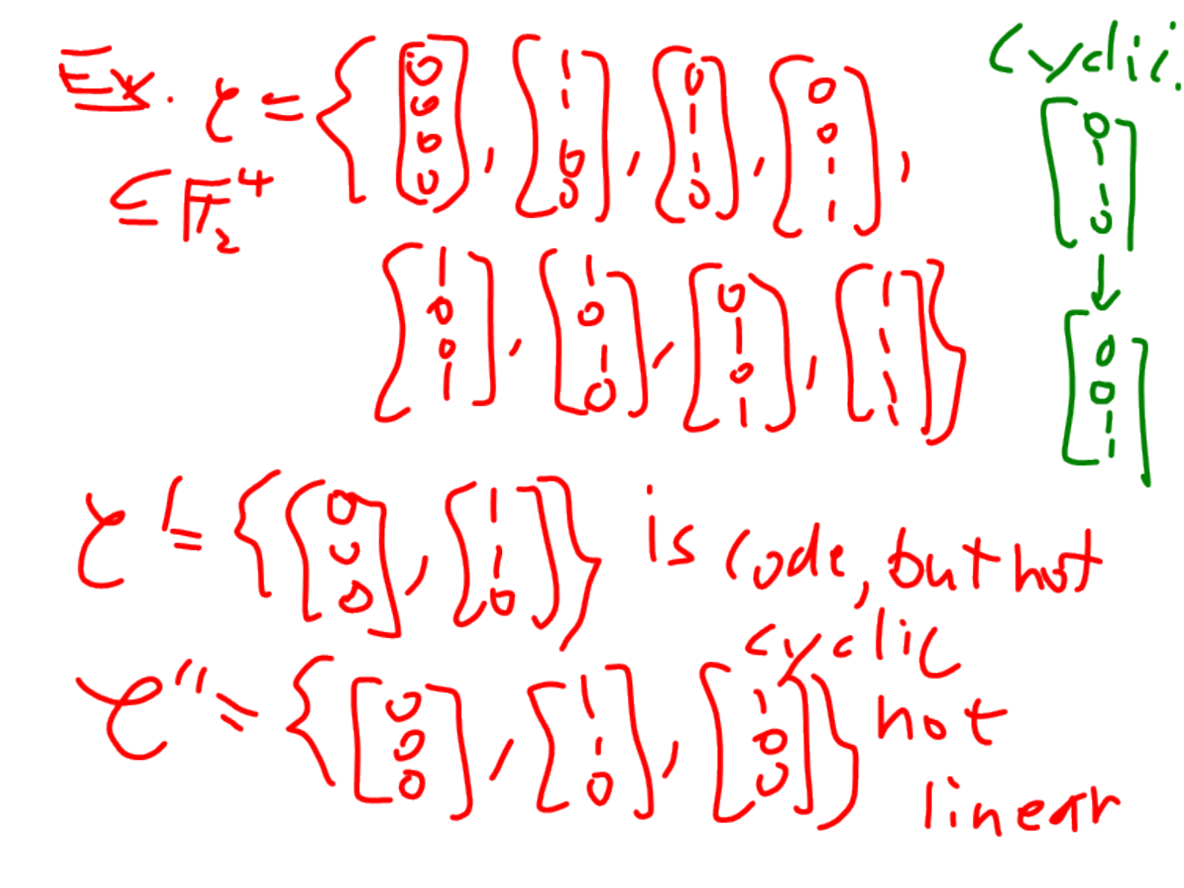Ex. $\mathcal{C} = \left\{ \begin{bmatrix}0\\0\\0\\0\end{bmatrix}, \begin{bmatrix}1\\1\\0\\0\end{bmatrix}, \begin{bmatrix}0\\1\\1\\0\end{bmatrix}, \begin{bmatrix}0\\0\\1\\1\end{bmatrix}, \begin{bmatrix}1\\0\\0\\1\end{bmatrix}, \begin{bmatrix}1\\0\\1\\0\end{bmatrix}, \begin{bmatrix}0\\1\\0\\1\end{bmatrix}, \begin{bmatrix}1\\1\\1\\1\end{bmatrix} \right\}$

$\subseteq \mathbb{F}_2^4$

cyclic:

$$\begin{bmatrix}0\\1\\1\\0\end{bmatrix} \to \begin{bmatrix}0\\0\\1\\1\end{bmatrix}$$

$\mathcal{C}' = \left\{ \begin{bmatrix}0\\0\\0\end{bmatrix}, \begin{bmatrix}1\\1\\0\end{bmatrix} \right\}$ is code, but not cyclic

$\mathcal{C}'' = \left\{ \begin{bmatrix}0\\0\\0\end{bmatrix}, \begin{bmatrix}1\\1\\0\end{bmatrix}, \begin{bmatrix}1\\0\\0\end{bmatrix} \right\}$ not linear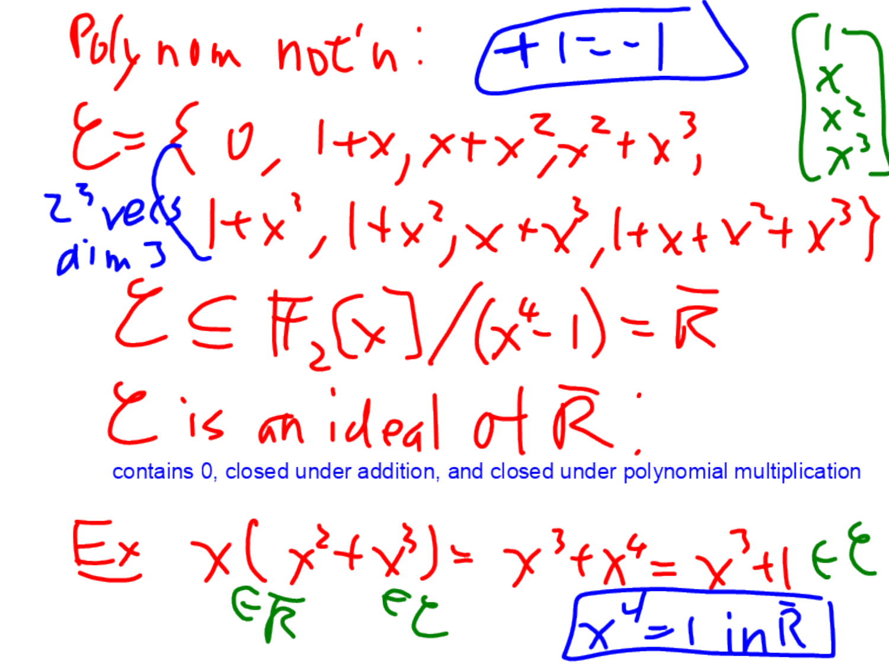Polynom not'n: $+1 = -1$

$$\begin{bmatrix} 1 \\ x \\ x^2 \\ x^3 \end{bmatrix}$$

$$\mathcal{E} = \{0,\ 1+x,\ x+x^2,\ x^2+x^3,\ 1+x^3,\ 1+x^2,\ x+x^3,\ 1+x+x^2+x^3\}$$

$2^3$ vecs, dim 3

$$\mathcal{E} \subseteq \mathbb{F}_2[x]/(x^4-1) = \bar{R}$$

$\mathcal{E}$ is an ideal of $\bar{R}$:

contains 0, closed under addition, and closed under polynomial multiplication

Ex $\underset{\in \bar{R}}{x}\underset{\in \mathcal{E}}{(x^2+x^3)} = x^3 + x^4 = x^3 + 1 \in \mathcal{E}$

$x^4 = 1$ in $\bar{R}$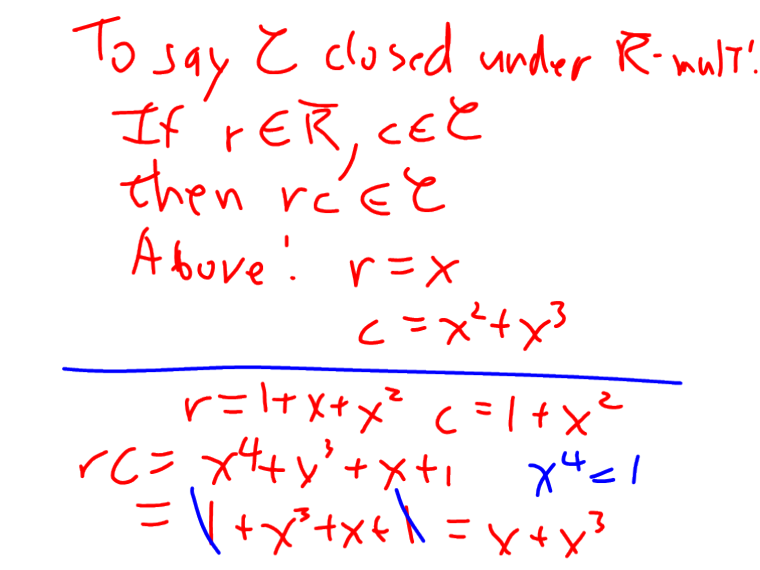To say $\mathcal{C}$ closed under $\overline{R}$-mult:

If $r \in \overline{R}$, $c \in \mathcal{C}$

then $rc \in \mathcal{C}$

Above: $r = x$

$c = x^2 + x^3$

---

$r = 1 + x + x^2 \quad c = 1 + x^2$

$rc = x^4 + x^3 + x + 1 \qquad x^4 = 1$

$= 1 + x^3 + x + 1 = x + x^3$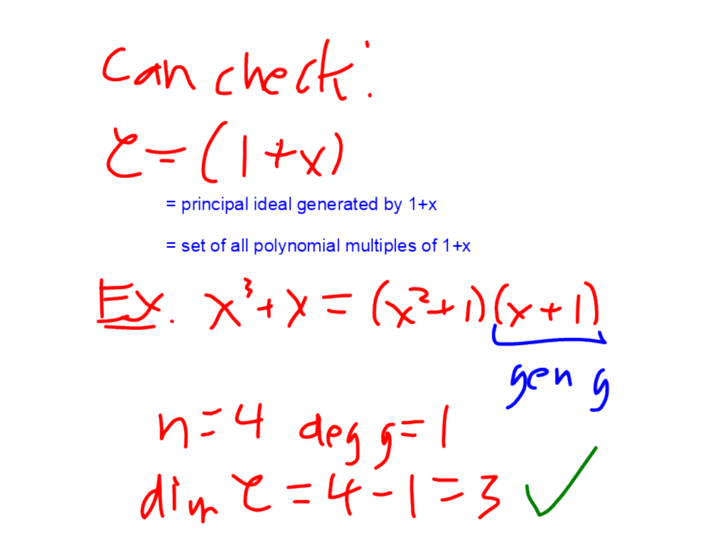Can check:

$\mathcal{C} = (1+x)$

= principal ideal generated by 1+x

= set of all polynomial multiples of 1+x

Ex. $x^3 + x = (x^2+1)\underbrace{(x+1)}_{\text{gen } g}$

$n = 4 \quad \deg g = 1$

$\dim \mathcal{C} = 4 - 1 = 3$ ✓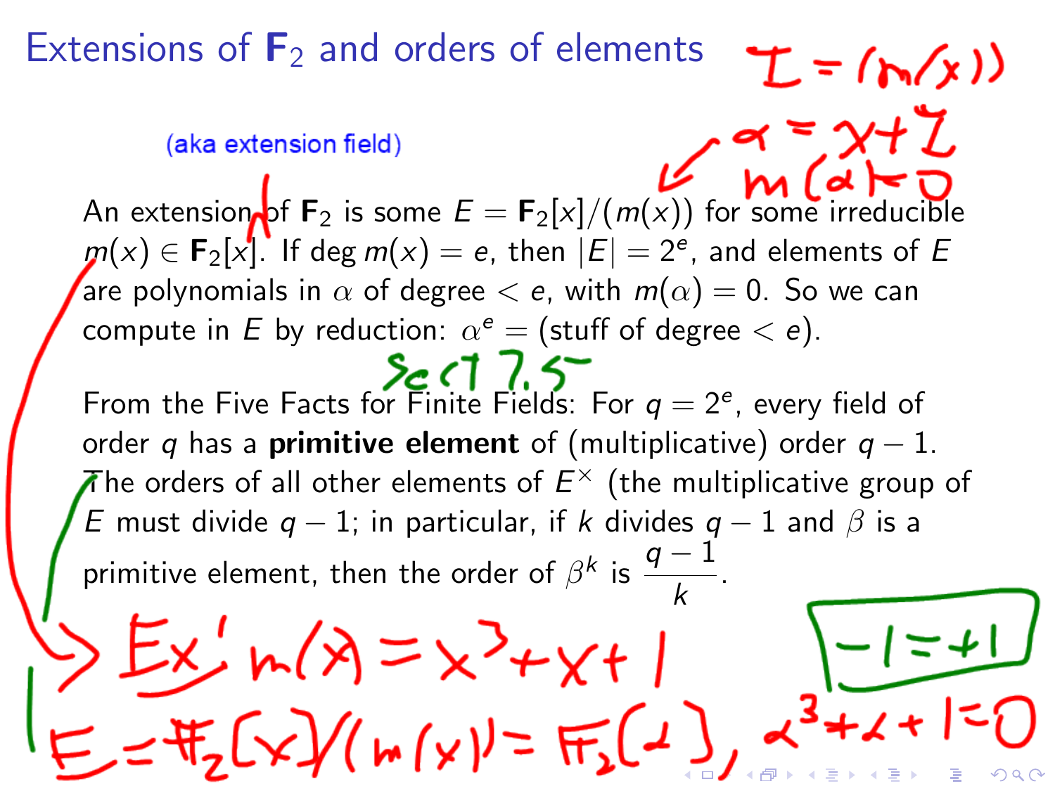# Extensions of $\mathbf{F}_2$ and orders of elements

$I = (m(x))$

(aka extension field)

$\alpha = x + I$

$m(\alpha) = 0$

An extension of $\mathbf{F}_2$ is some $E = \mathbf{F}_2[x]/(m(x))$ for some irreducible $m(x) \in \mathbf{F}_2[x]$. If $\deg m(x) = e$, then $|E| = 2^e$, and elements of $E$ are polynomials in $\alpha$ of degree $< e$, with $m(\alpha) = 0$. So we can compute in $E$ by reduction: $\alpha^e =$ (stuff of degree $< e$).

Sect 7.5

From the Five Facts for Finite Fields: For $q = 2^e$, every field of order $q$ has a **primitive element** of (multiplicative) order $q - 1$. The orders of all other elements of $E^\times$ (the multiplicative group of $E$ must divide $q - 1$; in particular, if $k$ divides $q - 1$ and $\beta$ is a primitive element, then the order of $\beta^k$ is $\dfrac{q-1}{k}$.

Ex: $m(x) = x^3 + x + 1$

$-1 = +1$

$E = \mathbb{F}_2[x]/(m(x)) = \mathbb{F}_2[\alpha]$, $\alpha^3 + \alpha + 1 = 0$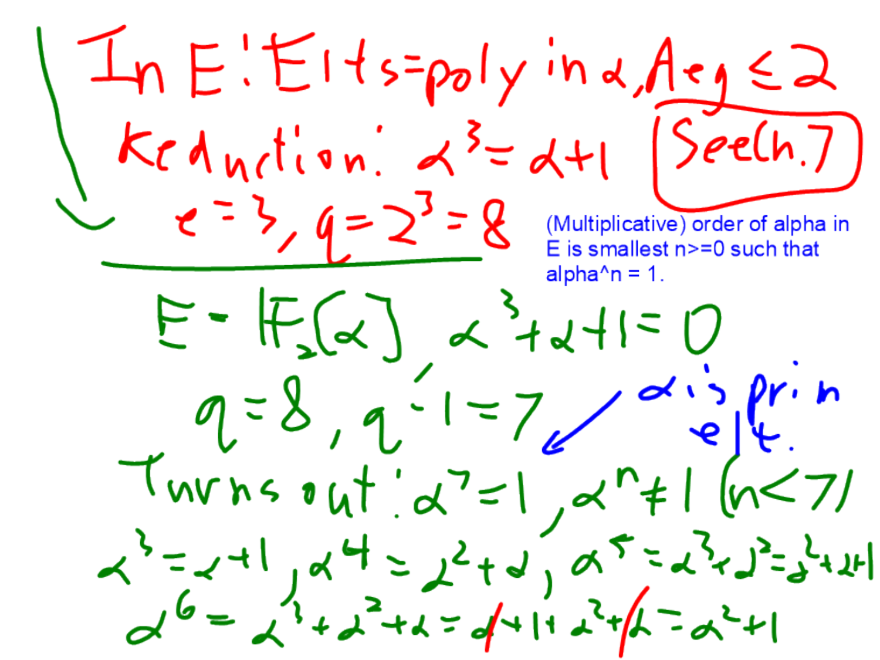In E: Elts = poly in $\alpha$, deg $\leq 2$

Reduction: $\alpha^3 = \alpha + 1$ (See Ch. 7)

$e = 3$, $q = 2^3 = 8$

---

(Multiplicative) order of alpha in E is smallest n>=0 such that alpha^n = 1.

$E = \mathbb{F}_2[\alpha]$, $\alpha^3 + \alpha + 1 = 0$

$q = 8$, $q - 1 = 7$

$\alpha$ is prim elt.

Turns out: $\alpha^7 = 1$, $\alpha^n \neq 1$ $(n < 7)$

$\alpha^3 = \alpha + 1$, $\alpha^4 = \alpha^2 + \alpha$, $\alpha^5 = \alpha^3 + \alpha^2 = \alpha^2 + \alpha + 1$

$\alpha^6 = \alpha^3 + \alpha^2 + \alpha = \alpha + 1 + \alpha^2 + \alpha = \alpha^2 + 1$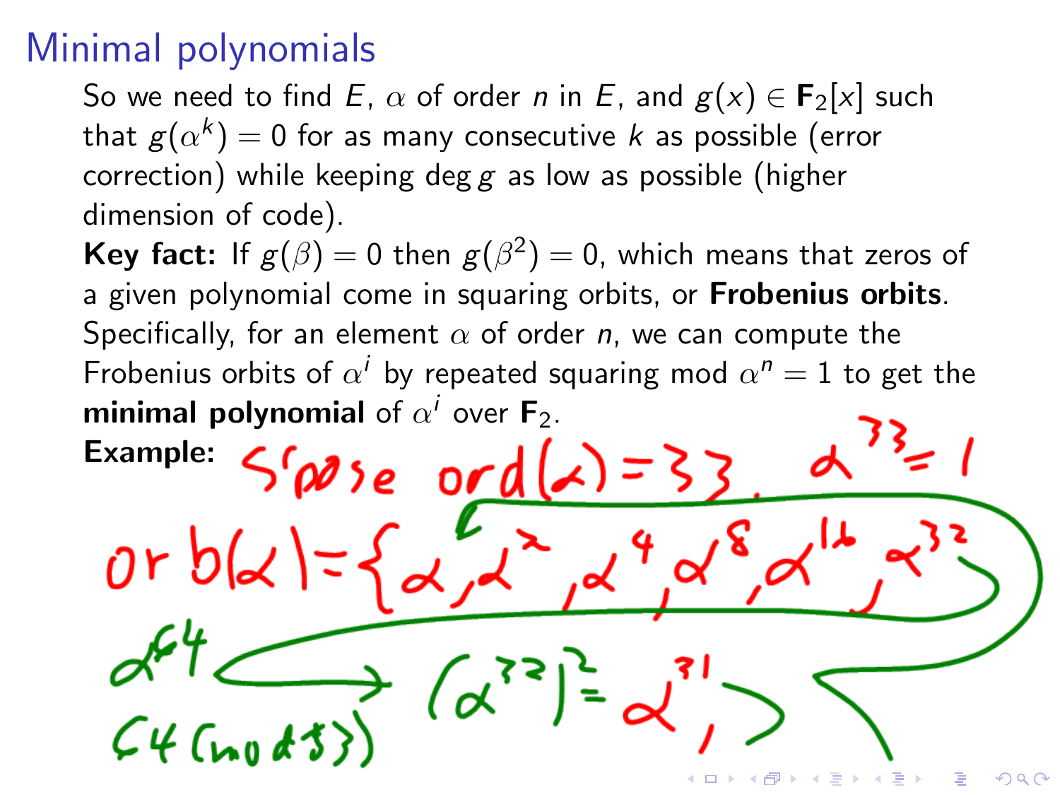## Minimal polynomials

So we need to find $E$, $\alpha$ of order $n$ in $E$, and $g(x) \in \mathbf{F}_2[x]$ such that $g(\alpha^k) = 0$ for as many consecutive $k$ as possible (error correction) while keeping $\deg g$ as low as possible (higher dimension of code).

**Key fact:** If $g(\beta) = 0$ then $g(\beta^2) = 0$, which means that zeros of a given polynomial come in squaring orbits, or **Frobenius orbits**. Specifically, for an element $\alpha$ of order $n$, we can compute the Frobenius orbits of $\alpha^i$ by repeated squaring mod $\alpha^n = 1$ to get the **minimal polynomial** of $\alpha^i$ over $\mathbf{F}_2$.

**Example:** S'pose $\text{ord}(\alpha) = 33$, $\alpha^{33} = 1$

$\text{orb}(\alpha) = \{\alpha, \alpha^2, \alpha^4, \alpha^8, \alpha^{16}, \alpha^{32}, (\alpha^{32})^2 = \alpha^{31}, \ldots$

$\alpha^{64}$, $64 \pmod{33}$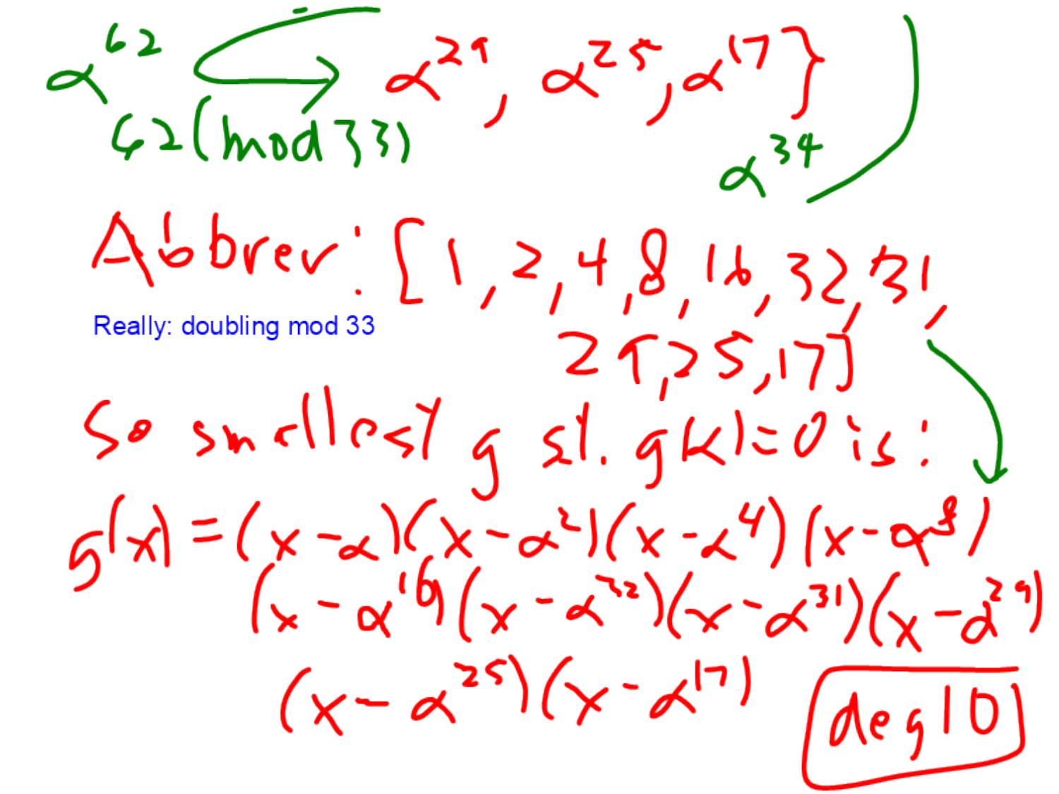$\alpha^{62}$ $\longrightarrow$ $\alpha^{29}, \alpha^{25}, \alpha^{17}\}$

62 (mod 33)

$\alpha^{34}$

Abbrev: [1, 2, 4, 8, 16, 32, 31, 29, 25, 17]

Really: doubling mod 33

So smallest $g$ s.t. $g(\alpha) = 0$ is:

$$g(x) = (x-\alpha)(x-\alpha^2)(x-\alpha^4)(x-\alpha^8)(x-\alpha^{16})(x-\alpha^{32})(x-\alpha^{31})(x-\alpha^{29})(x-\alpha^{25})(x-\alpha^{17})$$

**deg 10**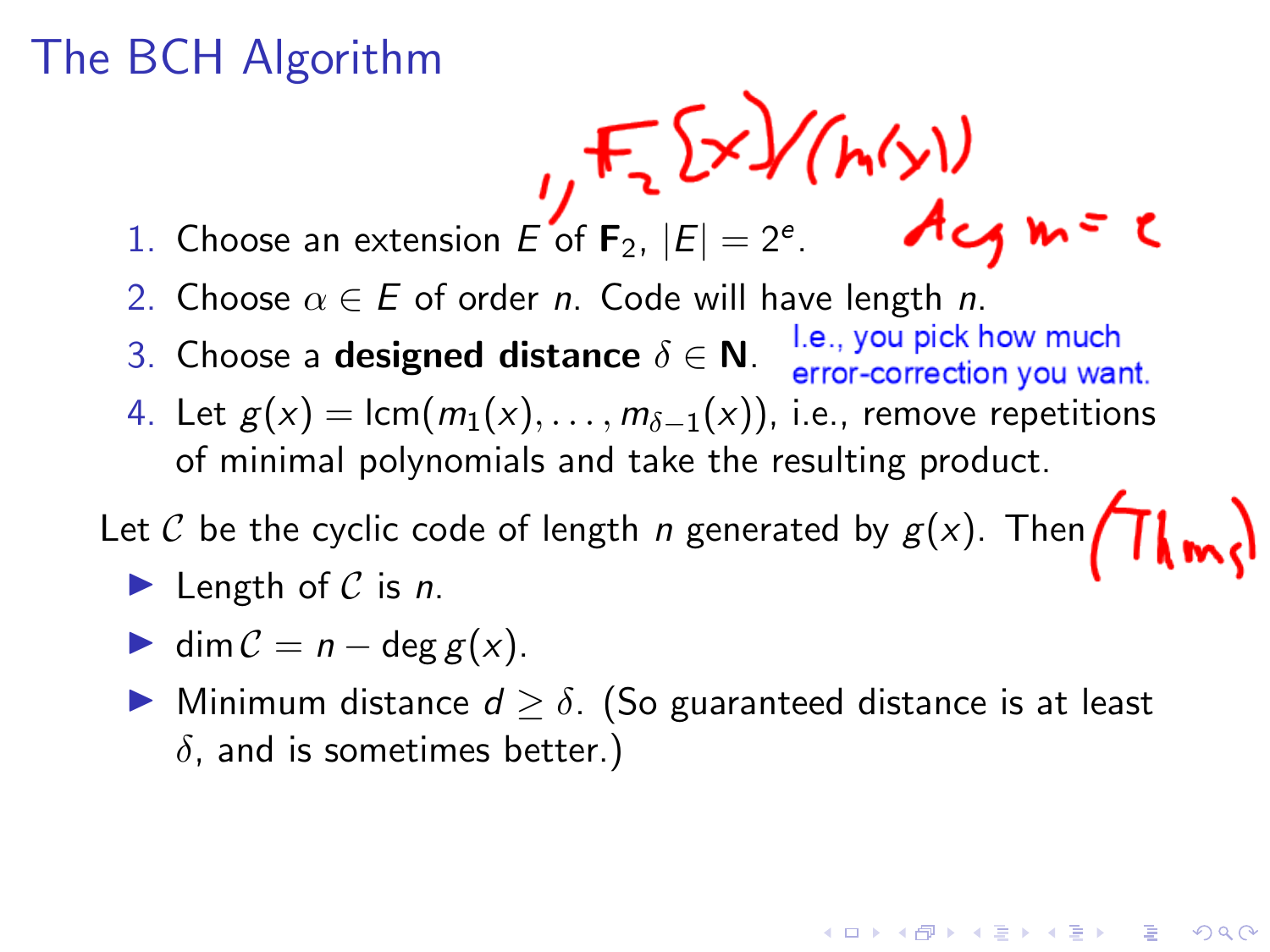# The BCH Algorithm

1. Choose an extension $E$ of $\mathbf{F}_2$, $|E| = 2^e$.
2. Choose $\alpha \in E$ of order $n$. Code will have length $n$.
3. Choose a **designed distance** $\delta \in \mathbf{N}$. I.e., you pick how much error-correction you want.
4. Let $g(x) = \text{lcm}(m_1(x), \ldots, m_{\delta-1}(x))$, i.e., remove repetitions of minimal polynomials and take the resulting product.

Let $\mathcal{C}$ be the cyclic code of length $n$ generated by $g(x)$. Then

- Length of $\mathcal{C}$ is $n$.
- $\dim \mathcal{C} = n - \deg g(x)$.
- Minimum distance $d \geq \delta$. (So guaranteed distance is at least $\delta$, and is sometimes better.)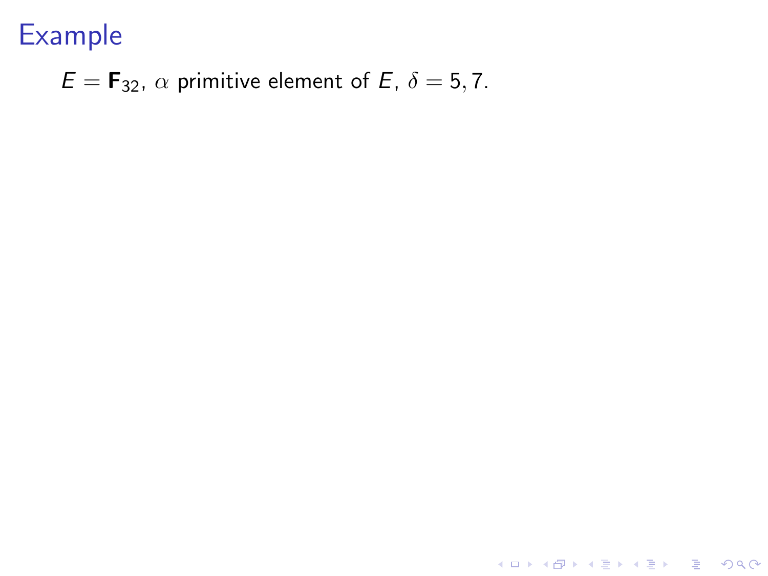# Example

$E = \mathbf{F}_{32}$, $\alpha$ primitive element of $E$, $\delta = 5, 7$.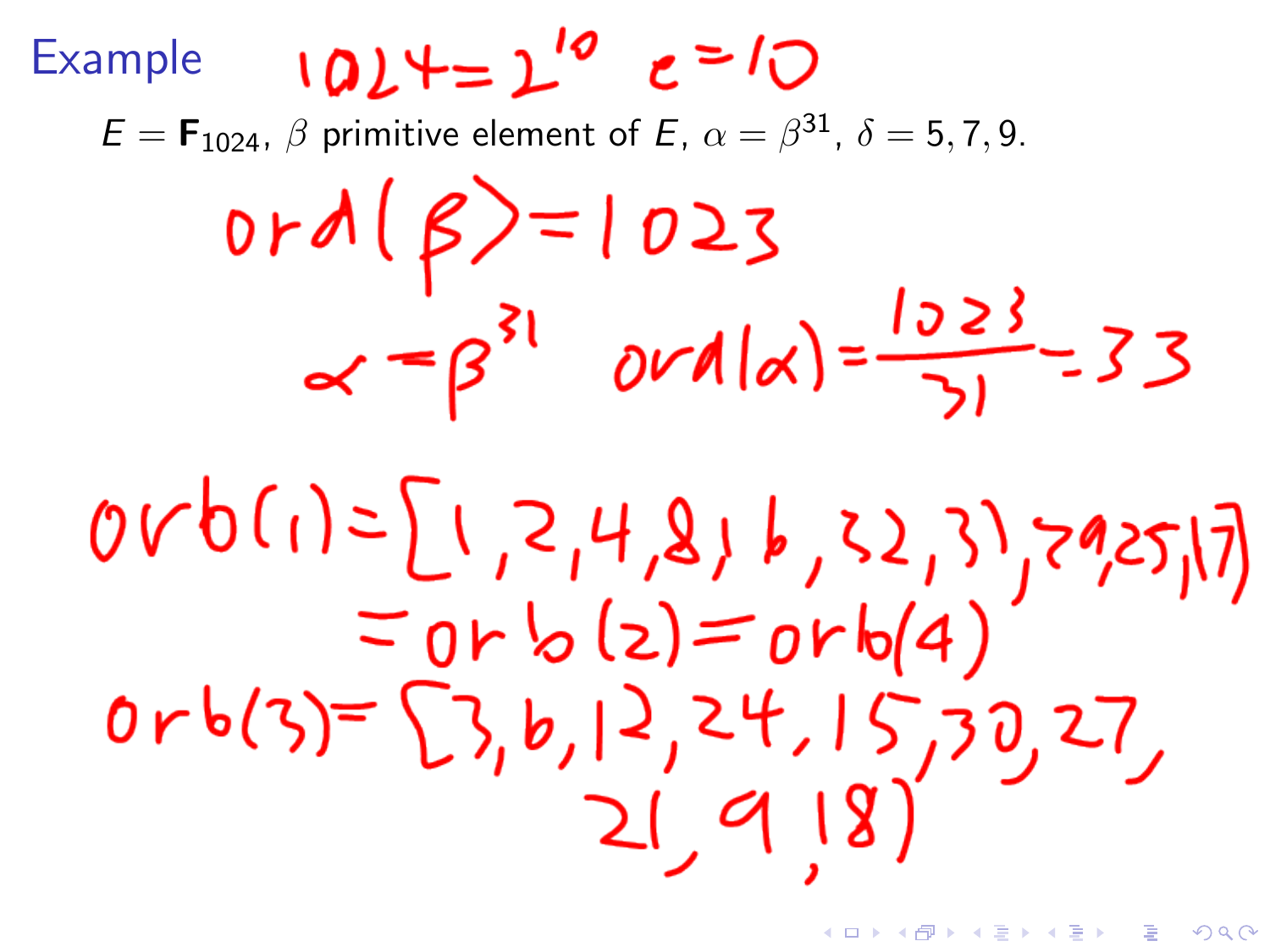# Example

$1024 = 2^{10}$ $e = 10$

$E = \mathbf{F}_{1024}$, $\beta$ primitive element of $E$, $\alpha = \beta^{31}$, $\delta = 5, 7, 9$.

$$\text{ord}(\beta) = 1023$$

$$\alpha = \beta^{31} \quad \text{ord}(\alpha) = \frac{1023}{31} = 33$$

$$\text{orb}(1) = [1, 2, 4, 8, 16, 32, 31, 29, 25, 17]$$

$$= \text{orb}(2) = \text{orb}(4)$$

$$\text{orb}(3) = [3, 6, 12, 24, 15, 30, 27, 21, 9, 18]$$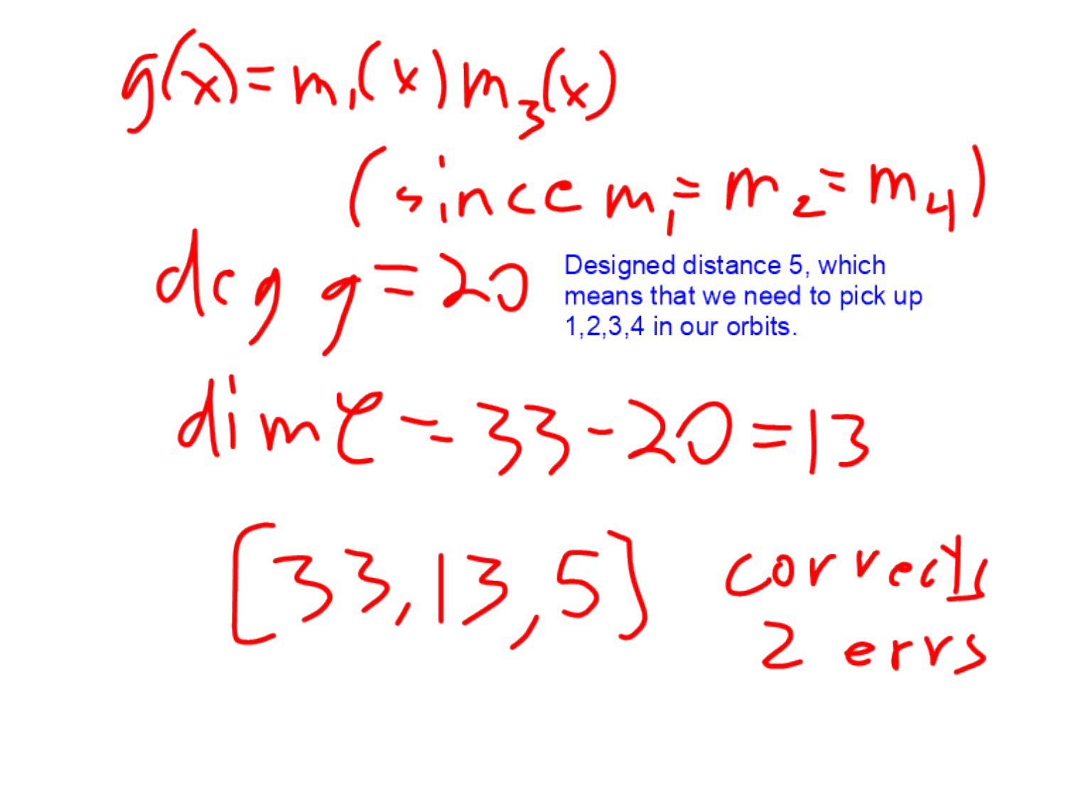$g(x) = m_1(x)m_3(x)$

$(\text{since } m_1 = m_2 = m_4)$

$\deg g = 20$

Designed distance 5, which means that we need to pick up 1,2,3,4 in our orbits.

$\dim \mathcal{C} = 33 - 20 = 13$

$[33, 13, 5]$ corrects 2 errs